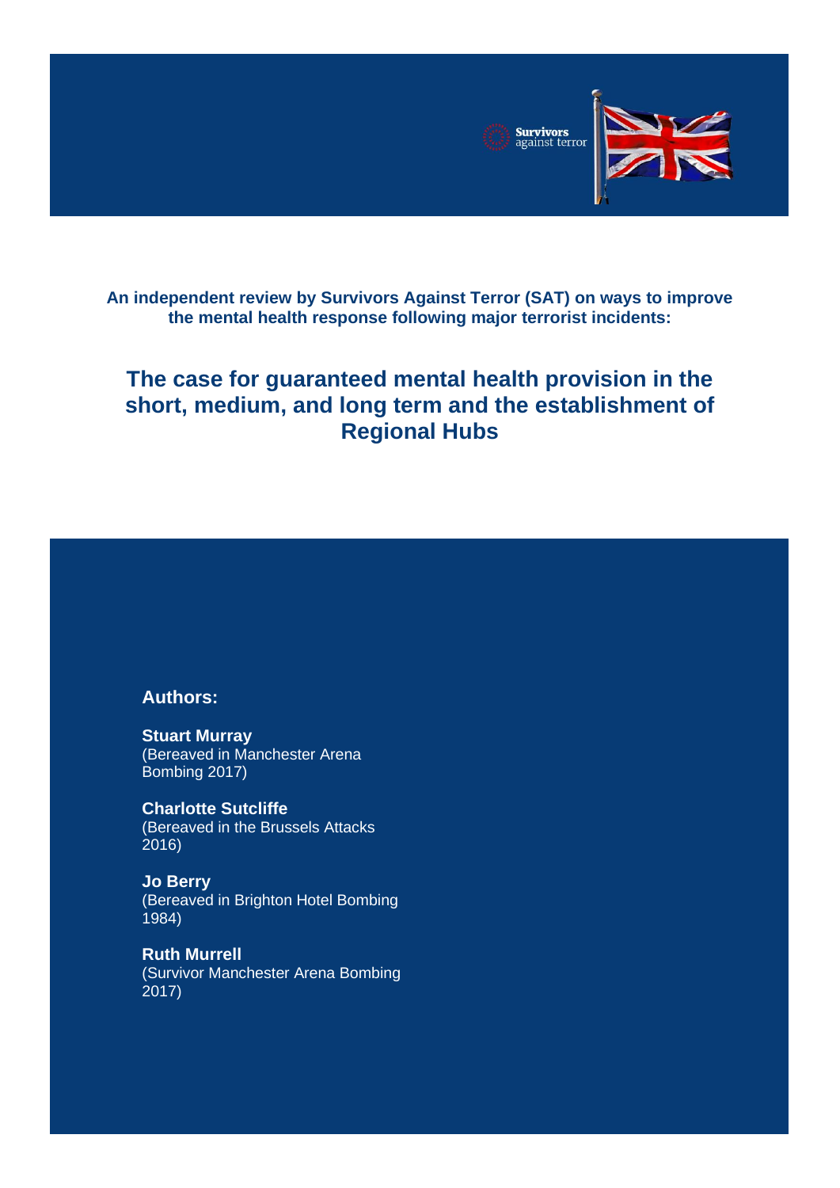Survivors against terror

**An independent review by Survivors Against Terror (SAT) on ways to improve the mental health response following major terrorist incidents:**

# The case for guaranteed mental health provision in the short, medium, and long term and the establishment of Regional Hubs

## Authors:

**Stuart Murray**
(Bereaved in Manchester Arena Bombing 2017)

**Charlotte Sutcliffe**
(Bereaved in the Brussels Attacks 2016)

**Jo Berry**
(Bereaved in Brighton Hotel Bombing 1984)

**Ruth Murrell**
(Survivor Manchester Arena Bombing 2017)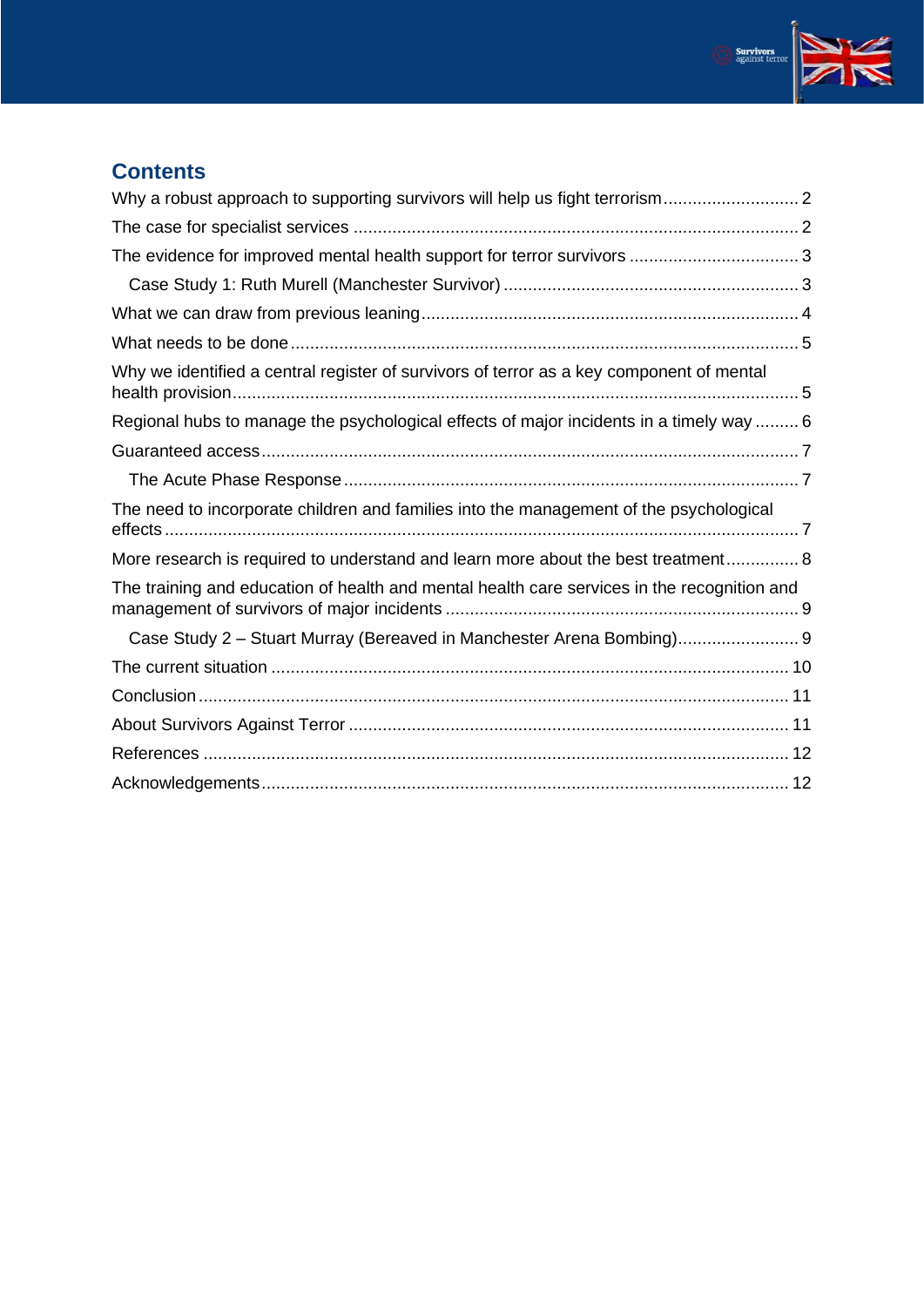## Contents

Why a robust approach to supporting survivors will help us fight terrorism ............................ 2

The case for specialist services ............................................................................................ 2

The evidence for improved mental health support for terror survivors ................................... 3

- Case Study 1: Ruth Murell (Manchester Survivor) ............................................................. 3

What we can draw from previous leaning ............................................................................. 4

What needs to be done ......................................................................................................... 5

Why we identified a central register of survivors of terror as a key component of mental health provision .................................................................................................................... 5

Regional hubs to manage the psychological effects of major incidents in a timely way ......... 6

Guaranteed access ............................................................................................................... 7

- The Acute Phase Response .............................................................................................. 7

The need to incorporate children and families into the management of the psychological effects .................................................................................................................................. 7

More research is required to understand and learn more about the best treatment ............... 8

The training and education of health and mental health care services in the recognition and management of survivors of major incidents ......................................................................... 9

- Case Study 2 – Stuart Murray (Bereaved in Manchester Arena Bombing) ......................... 9

The current situation .......................................................................................................... 10

Conclusion ......................................................................................................................... 11

About Survivors Against Terror .......................................................................................... 11

References ......................................................................................................................... 12

Acknowledgements ............................................................................................................ 12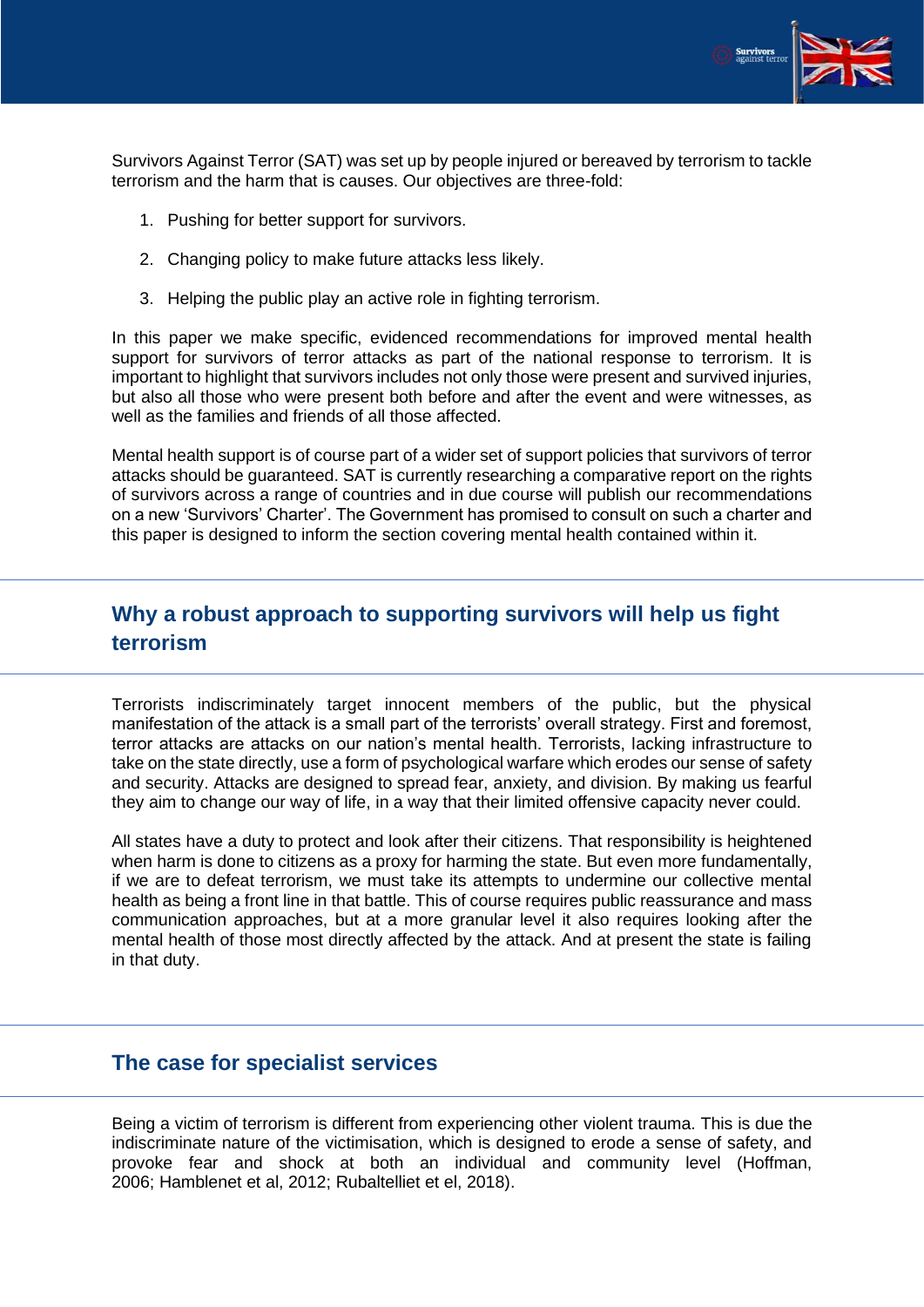Survivors Against Terror (SAT) was set up by people injured or bereaved by terrorism to tackle terrorism and the harm that is causes. Our objectives are three-fold:

1. Pushing for better support for survivors.

2. Changing policy to make future attacks less likely.

3. Helping the public play an active role in fighting terrorism.

In this paper we make specific, evidenced recommendations for improved mental health support for survivors of terror attacks as part of the national response to terrorism. It is important to highlight that survivors includes not only those were present and survived injuries, but also all those who were present both before and after the event and were witnesses, as well as the families and friends of all those affected.

Mental health support is of course part of a wider set of support policies that survivors of terror attacks should be guaranteed. SAT is currently researching a comparative report on the rights of survivors across a range of countries and in due course will publish our recommendations on a new 'Survivors' Charter'. The Government has promised to consult on such a charter and this paper is designed to inform the section covering mental health contained within it.

## Why a robust approach to supporting survivors will help us fight terrorism

Terrorists indiscriminately target innocent members of the public, but the physical manifestation of the attack is a small part of the terrorists' overall strategy. First and foremost, terror attacks are attacks on our nation's mental health. Terrorists, lacking infrastructure to take on the state directly, use a form of psychological warfare which erodes our sense of safety and security. Attacks are designed to spread fear, anxiety, and division. By making us fearful they aim to change our way of life, in a way that their limited offensive capacity never could.

All states have a duty to protect and look after their citizens. That responsibility is heightened when harm is done to citizens as a proxy for harming the state. But even more fundamentally, if we are to defeat terrorism, we must take its attempts to undermine our collective mental health as being a front line in that battle. This of course requires public reassurance and mass communication approaches, but at a more granular level it also requires looking after the mental health of those most directly affected by the attack. And at present the state is failing in that duty.

## The case for specialist services

Being a victim of terrorism is different from experiencing other violent trauma. This is due the indiscriminate nature of the victimisation, which is designed to erode a sense of safety, and provoke fear and shock at both an individual and community level (Hoffman, 2006; Hamblenet et al, 2012; Rubalteliiet et el, 2018).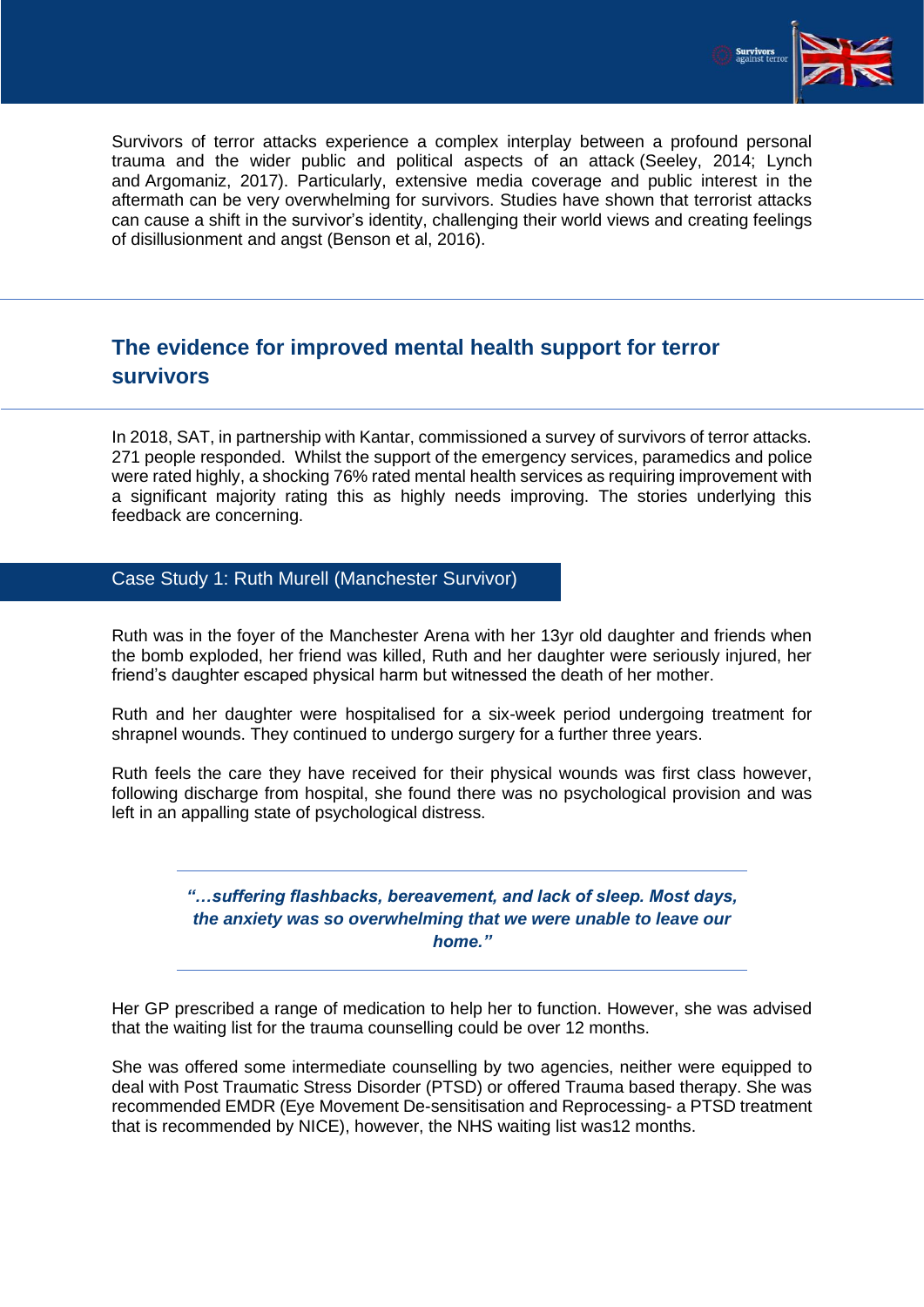Survivors of terror attacks experience a complex interplay between a profound personal trauma and the wider public and political aspects of an attack (Seeley, 2014; Lynch and Argomaniz, 2017). Particularly, extensive media coverage and public interest in the aftermath can be very overwhelming for survivors. Studies have shown that terrorist attacks can cause a shift in the survivor's identity, challenging their world views and creating feelings of disillusionment and angst (Benson et al, 2016).

## The evidence for improved mental health support for terror survivors

In 2018, SAT, in partnership with Kantar, commissioned a survey of survivors of terror attacks. 271 people responded. Whilst the support of the emergency services, paramedics and police were rated highly, a shocking 76% rated mental health services as requiring improvement with a significant majority rating this as highly needs improving. The stories underlying this feedback are concerning.

### Case Study 1: Ruth Murell (Manchester Survivor)

Ruth was in the foyer of the Manchester Arena with her 13yr old daughter and friends when the bomb exploded, her friend was killed, Ruth and her daughter were seriously injured, her friend's daughter escaped physical harm but witnessed the death of her mother.

Ruth and her daughter were hospitalised for a six-week period undergoing treatment for shrapnel wounds. They continued to undergo surgery for a further three years.

Ruth feels the care they have received for their physical wounds was first class however, following discharge from hospital, she found there was no psychological provision and was left in an appalling state of psychological distress.

> ***"…suffering flashbacks, bereavement, and lack of sleep. Most days, the anxiety was so overwhelming that we were unable to leave our home."***

Her GP prescribed a range of medication to help her to function. However, she was advised that the waiting list for the trauma counselling could be over 12 months.

She was offered some intermediate counselling by two agencies, neither were equipped to deal with Post Traumatic Stress Disorder (PTSD) or offered Trauma based therapy. She was recommended EMDR (Eye Movement De-sensitisation and Reprocessing- a PTSD treatment that is recommended by NICE), however, the NHS waiting list was12 months.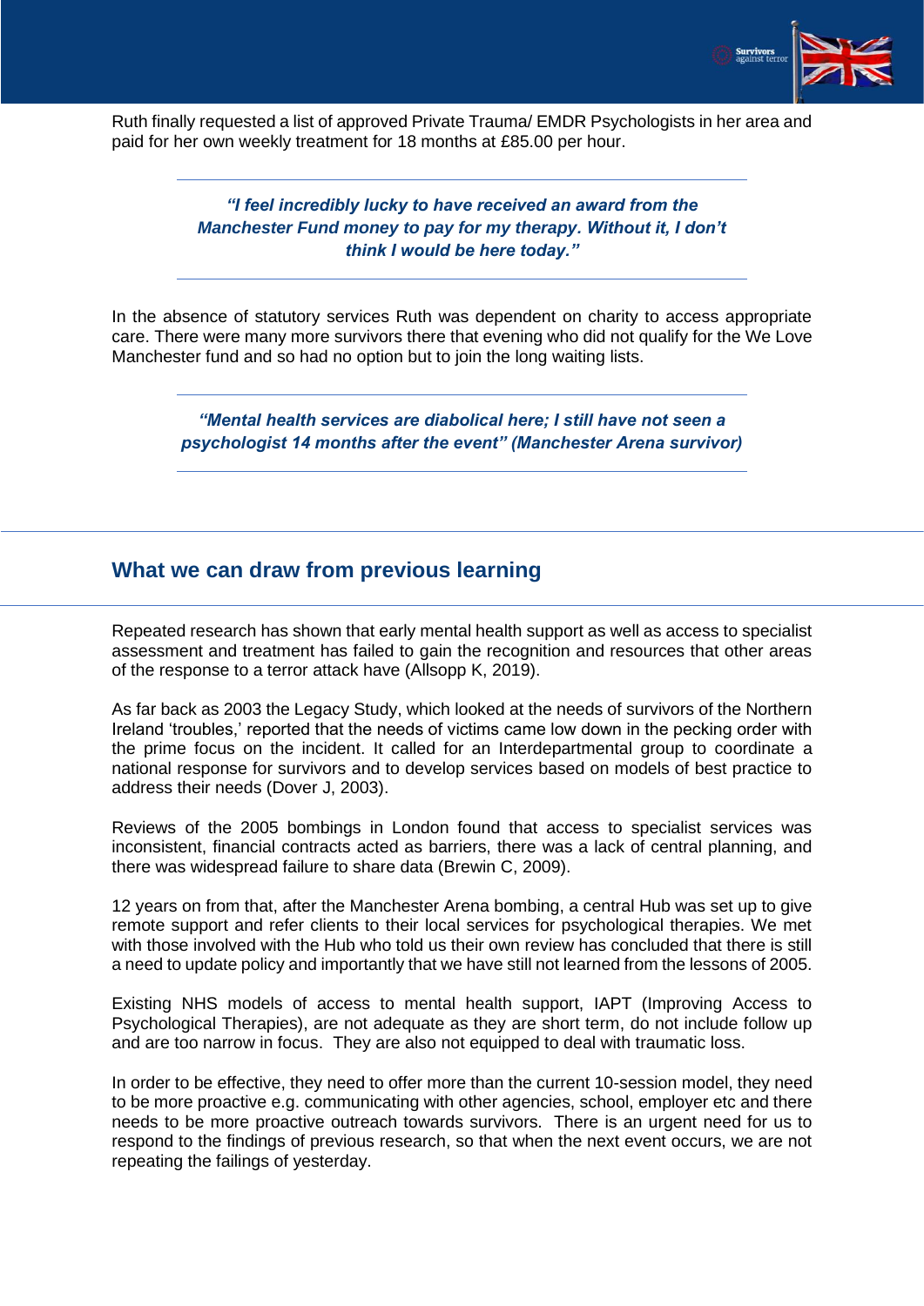Ruth finally requested a list of approved Private Trauma/ EMDR Psychologists in her area and paid for her own weekly treatment for 18 months at £85.00 per hour.

> ***"I feel incredibly lucky to have received an award from the Manchester Fund money to pay for my therapy. Without it, I don't think I would be here today."***

In the absence of statutory services Ruth was dependent on charity to access appropriate care. There were many more survivors there that evening who did not qualify for the We Love Manchester fund and so had no option but to join the long waiting lists.

> ***"Mental health services are diabolical here; I still have not seen a psychologist 14 months after the event" (Manchester Arena survivor)***

## What we can draw from previous learning

Repeated research has shown that early mental health support as well as access to specialist assessment and treatment has failed to gain the recognition and resources that other areas of the response to a terror attack have (Allsopp K, 2019).

As far back as 2003 the Legacy Study, which looked at the needs of survivors of the Northern Ireland 'troubles,' reported that the needs of victims came low down in the pecking order with the prime focus on the incident. It called for an Interdepartmental group to coordinate a national response for survivors and to develop services based on models of best practice to address their needs (Dover J, 2003).

Reviews of the 2005 bombings in London found that access to specialist services was inconsistent, financial contracts acted as barriers, there was a lack of central planning, and there was widespread failure to share data (Brewin C, 2009).

12 years on from that, after the Manchester Arena bombing, a central Hub was set up to give remote support and refer clients to their local services for psychological therapies. We met with those involved with the Hub who told us their own review has concluded that there is still a need to update policy and importantly that we have still not learned from the lessons of 2005.

Existing NHS models of access to mental health support, IAPT (Improving Access to Psychological Therapies), are not adequate as they are short term, do not include follow up and are too narrow in focus. They are also not equipped to deal with traumatic loss.

In order to be effective, they need to offer more than the current 10-session model, they need to be more proactive e.g. communicating with other agencies, school, employer etc and there needs to be more proactive outreach towards survivors. There is an urgent need for us to respond to the findings of previous research, so that when the next event occurs, we are not repeating the failings of yesterday.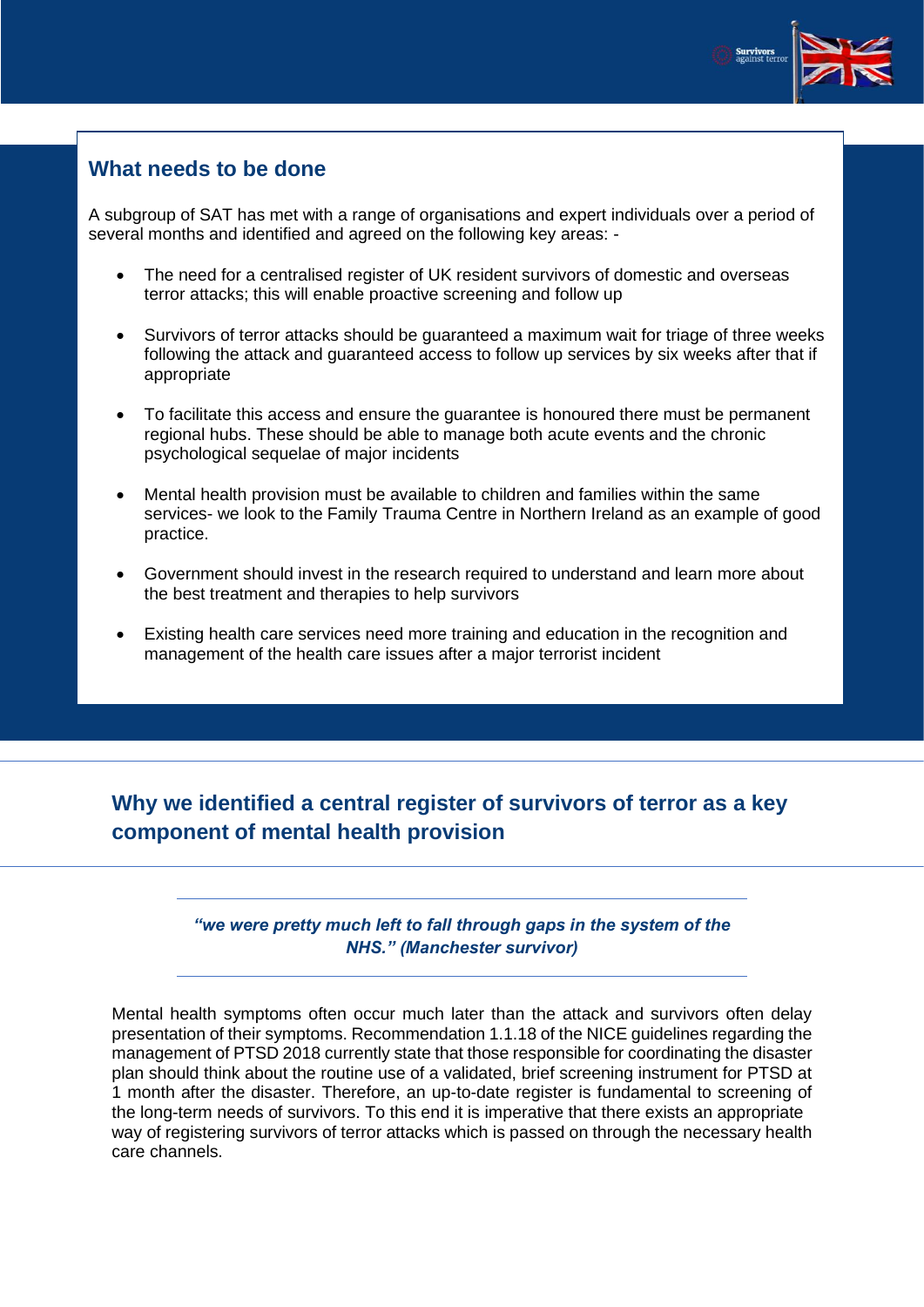## What needs to be done

A subgroup of SAT has met with a range of organisations and expert individuals over a period of several months and identified and agreed on the following key areas: -

- The need for a centralised register of UK resident survivors of domestic and overseas terror attacks; this will enable proactive screening and follow up
- Survivors of terror attacks should be guaranteed a maximum wait for triage of three weeks following the attack and guaranteed access to follow up services by six weeks after that if appropriate
- To facilitate this access and ensure the guarantee is honoured there must be permanent regional hubs. These should be able to manage both acute events and the chronic psychological sequelae of major incidents
- Mental health provision must be available to children and families within the same services- we look to the Family Trauma Centre in Northern Ireland as an example of good practice.
- Government should invest in the research required to understand and learn more about the best treatment and therapies to help survivors
- Existing health care services need more training and education in the recognition and management of the health care issues after a major terrorist incident

## Why we identified a central register of survivors of terror as a key component of mental health provision

***"we were pretty much left to fall through gaps in the system of the NHS." (Manchester survivor)***

Mental health symptoms often occur much later than the attack and survivors often delay presentation of their symptoms. Recommendation 1.1.18 of the NICE guidelines regarding the management of PTSD 2018 currently state that those responsible for coordinating the disaster plan should think about the routine use of a validated, brief screening instrument for PTSD at 1 month after the disaster. Therefore, an up-to-date register is fundamental to screening of the long-term needs of survivors. To this end it is imperative that there exists an appropriate way of registering survivors of terror attacks which is passed on through the necessary health care channels.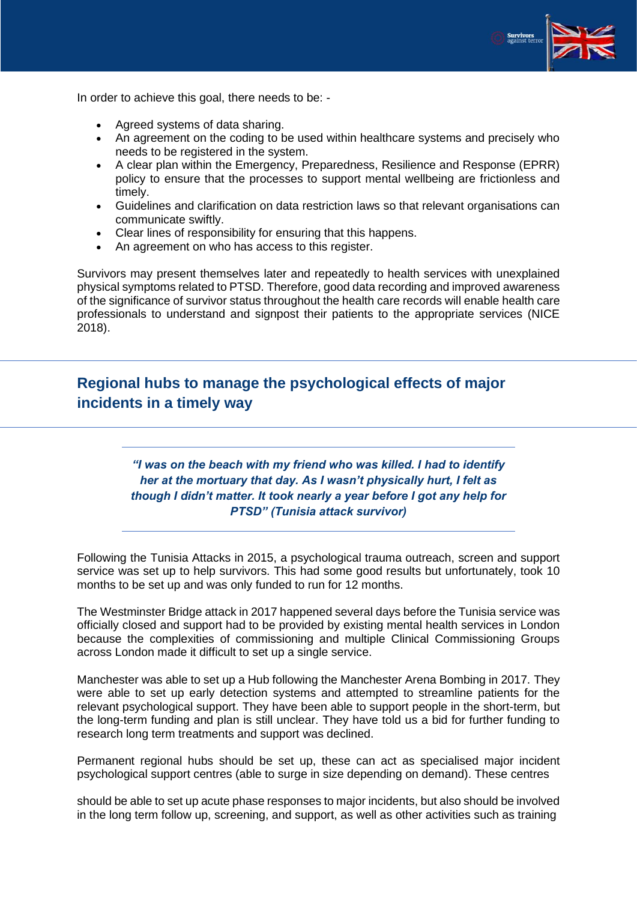In order to achieve this goal, there needs to be: -

- Agreed systems of data sharing.
- An agreement on the coding to be used within healthcare systems and precisely who needs to be registered in the system.
- A clear plan within the Emergency, Preparedness, Resilience and Response (EPRR) policy to ensure that the processes to support mental wellbeing are frictionless and timely.
- Guidelines and clarification on data restriction laws so that relevant organisations can communicate swiftly.
- Clear lines of responsibility for ensuring that this happens.
- An agreement on who has access to this register.

Survivors may present themselves later and repeatedly to health services with unexplained physical symptoms related to PTSD. Therefore, good data recording and improved awareness of the significance of survivor status throughout the health care records will enable health care professionals to understand and signpost their patients to the appropriate services (NICE 2018).

## Regional hubs to manage the psychological effects of major incidents in a timely way

> ***"I was on the beach with my friend who was killed. I had to identify her at the mortuary that day. As I wasn't physically hurt, I felt as though I didn't matter. It took nearly a year before I got any help for PTSD" (Tunisia attack survivor)***

Following the Tunisia Attacks in 2015, a psychological trauma outreach, screen and support service was set up to help survivors. This had some good results but unfortunately, took 10 months to be set up and was only funded to run for 12 months.

The Westminster Bridge attack in 2017 happened several days before the Tunisia service was officially closed and support had to be provided by existing mental health services in London because the complexities of commissioning and multiple Clinical Commissioning Groups across London made it difficult to set up a single service.

Manchester was able to set up a Hub following the Manchester Arena Bombing in 2017. They were able to set up early detection systems and attempted to streamline patients for the relevant psychological support. They have been able to support people in the short-term, but the long-term funding and plan is still unclear. They have told us a bid for further funding to research long term treatments and support was declined.

Permanent regional hubs should be set up, these can act as specialised major incident psychological support centres (able to surge in size depending on demand). These centres

should be able to set up acute phase responses to major incidents, but also should be involved in the long term follow up, screening, and support, as well as other activities such as training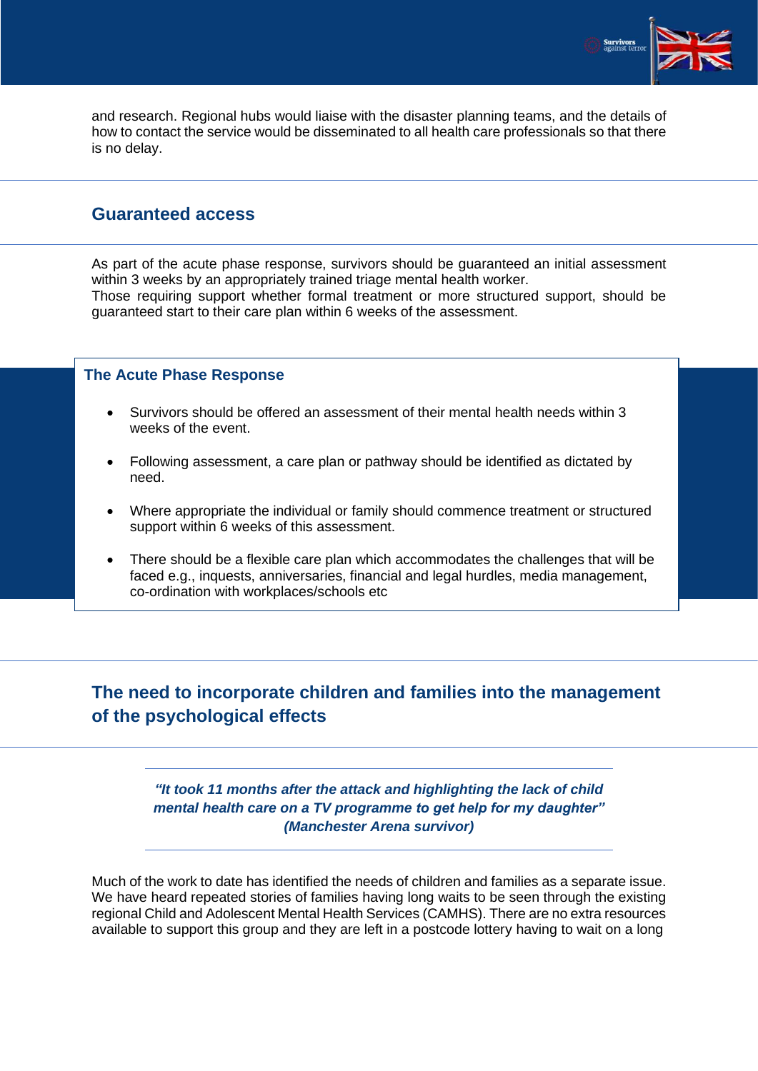and research. Regional hubs would liaise with the disaster planning teams, and the details of how to contact the service would be disseminated to all health care professionals so that there is no delay.

## Guaranteed access

As part of the acute phase response, survivors should be guaranteed an initial assessment within 3 weeks by an appropriately trained triage mental health worker.
Those requiring support whether formal treatment or more structured support, should be guaranteed start to their care plan within 6 weeks of the assessment.

### The Acute Phase Response

- Survivors should be offered an assessment of their mental health needs within 3 weeks of the event.
- Following assessment, a care plan or pathway should be identified as dictated by need.
- Where appropriate the individual or family should commence treatment or structured support within 6 weeks of this assessment.
- There should be a flexible care plan which accommodates the challenges that will be faced e.g., inquests, anniversaries, financial and legal hurdles, media management, co-ordination with workplaces/schools etc

## The need to incorporate children and families into the management of the psychological effects

***"It took 11 months after the attack and highlighting the lack of child mental health care on a TV programme to get help for my daughter" (Manchester Arena survivor)***

Much of the work to date has identified the needs of children and families as a separate issue. We have heard repeated stories of families having long waits to be seen through the existing regional Child and Adolescent Mental Health Services (CAMHS). There are no extra resources available to support this group and they are left in a postcode lottery having to wait on a long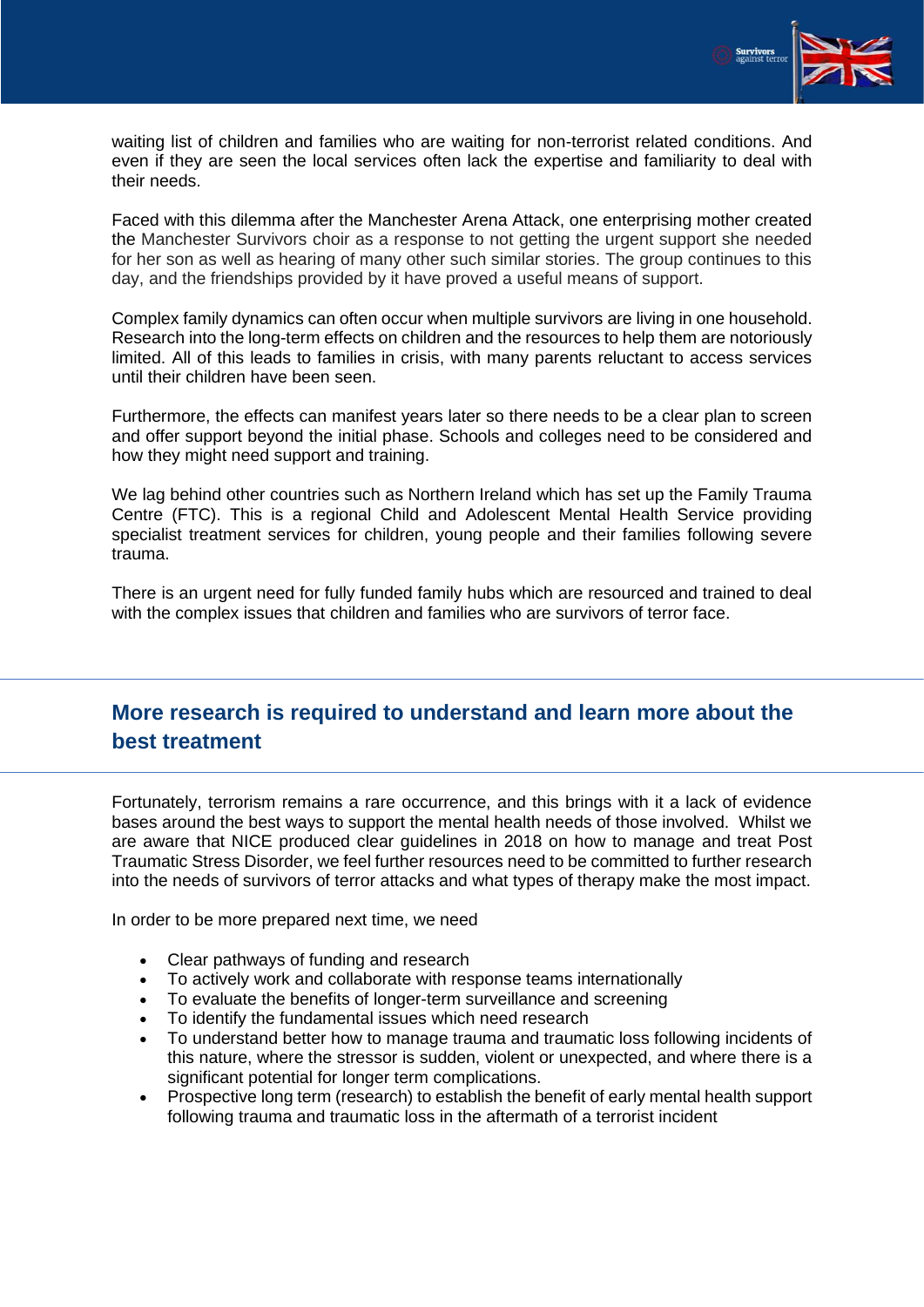waiting list of children and families who are waiting for non-terrorist related conditions. And even if they are seen the local services often lack the expertise and familiarity to deal with their needs.

Faced with this dilemma after the Manchester Arena Attack, one enterprising mother created the Manchester Survivors choir as a response to not getting the urgent support she needed for her son as well as hearing of many other such similar stories. The group continues to this day, and the friendships provided by it have proved a useful means of support.

Complex family dynamics can often occur when multiple survivors are living in one household. Research into the long-term effects on children and the resources to help them are notoriously limited. All of this leads to families in crisis, with many parents reluctant to access services until their children have been seen.

Furthermore, the effects can manifest years later so there needs to be a clear plan to screen and offer support beyond the initial phase. Schools and colleges need to be considered and how they might need support and training.

We lag behind other countries such as Northern Ireland which has set up the Family Trauma Centre (FTC). This is a regional Child and Adolescent Mental Health Service providing specialist treatment services for children, young people and their families following severe trauma.

There is an urgent need for fully funded family hubs which are resourced and trained to deal with the complex issues that children and families who are survivors of terror face.

## More research is required to understand and learn more about the best treatment

Fortunately, terrorism remains a rare occurrence, and this brings with it a lack of evidence bases around the best ways to support the mental health needs of those involved. Whilst we are aware that NICE produced clear guidelines in 2018 on how to manage and treat Post Traumatic Stress Disorder, we feel further resources need to be committed to further research into the needs of survivors of terror attacks and what types of therapy make the most impact.

In order to be more prepared next time, we need

- Clear pathways of funding and research
- To actively work and collaborate with response teams internationally
- To evaluate the benefits of longer-term surveillance and screening
- To identify the fundamental issues which need research
- To understand better how to manage trauma and traumatic loss following incidents of this nature, where the stressor is sudden, violent or unexpected, and where there is a significant potential for longer term complications.
- Prospective long term (research) to establish the benefit of early mental health support following trauma and traumatic loss in the aftermath of a terrorist incident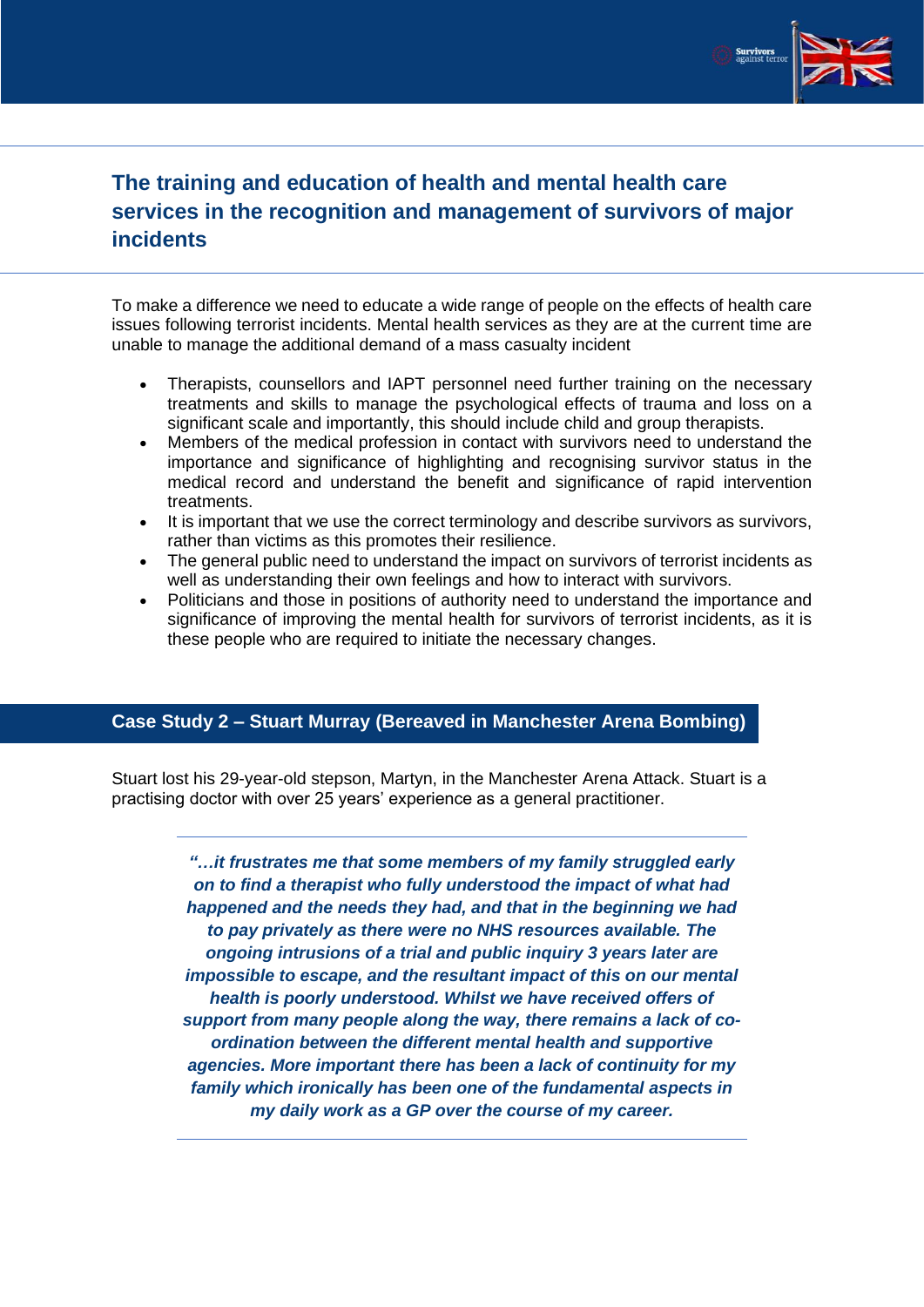## The training and education of health and mental health care services in the recognition and management of survivors of major incidents

To make a difference we need to educate a wide range of people on the effects of health care issues following terrorist incidents. Mental health services as they are at the current time are unable to manage the additional demand of a mass casualty incident

- Therapists, counsellors and IAPT personnel need further training on the necessary treatments and skills to manage the psychological effects of trauma and loss on a significant scale and importantly, this should include child and group therapists.
- Members of the medical profession in contact with survivors need to understand the importance and significance of highlighting and recognising survivor status in the medical record and understand the benefit and significance of rapid intervention treatments.
- It is important that we use the correct terminology and describe survivors as survivors, rather than victims as this promotes their resilience.
- The general public need to understand the impact on survivors of terrorist incidents as well as understanding their own feelings and how to interact with survivors.
- Politicians and those in positions of authority need to understand the importance and significance of improving the mental health for survivors of terrorist incidents, as it is these people who are required to initiate the necessary changes.

### Case Study 2 – Stuart Murray (Bereaved in Manchester Arena Bombing)

Stuart lost his 29-year-old stepson, Martyn, in the Manchester Arena Attack. Stuart is a practising doctor with over 25 years' experience as a general practitioner.

> ***"…it frustrates me that some members of my family struggled early on to find a therapist who fully understood the impact of what had happened and the needs they had, and that in the beginning we had to pay privately as there were no NHS resources available. The ongoing intrusions of a trial and public inquiry 3 years later are impossible to escape, and the resultant impact of this on our mental health is poorly understood. Whilst we have received offers of support from many people along the way, there remains a lack of co-ordination between the different mental health and supportive agencies. More important there has been a lack of continuity for my family which ironically has been one of the fundamental aspects in my daily work as a GP over the course of my career.***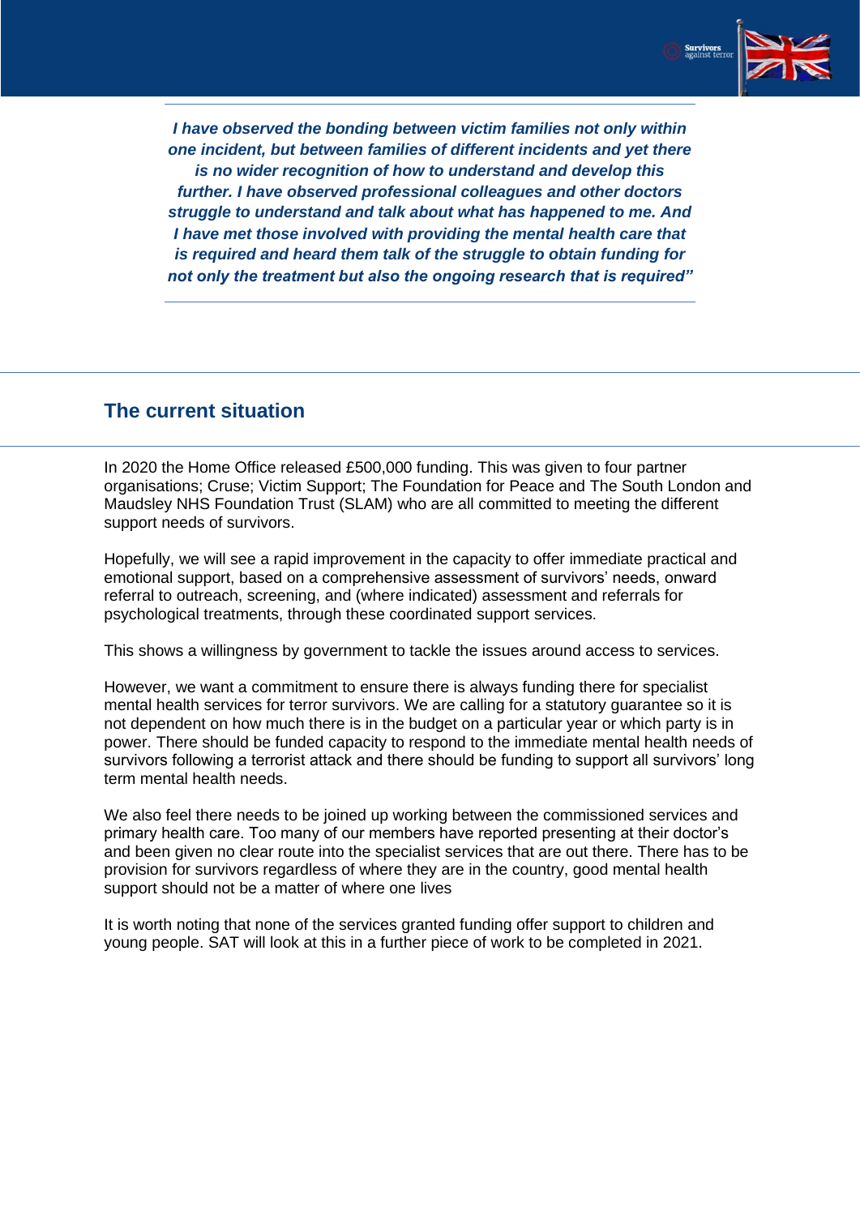***I have observed the bonding between victim families not only within one incident, but between families of different incidents and yet there is no wider recognition of how to understand and develop this further. I have observed professional colleagues and other doctors struggle to understand and talk about what has happened to me. And I have met those involved with providing the mental health care that is required and heard them talk of the struggle to obtain funding for not only the treatment but also the ongoing research that is required"***

## The current situation

In 2020 the Home Office released £500,000 funding. This was given to four partner organisations; Cruse; Victim Support; The Foundation for Peace and The South London and Maudsley NHS Foundation Trust (SLAM) who are all committed to meeting the different support needs of survivors.

Hopefully, we will see a rapid improvement in the capacity to offer immediate practical and emotional support, based on a comprehensive assessment of survivors' needs, onward referral to outreach, screening, and (where indicated) assessment and referrals for psychological treatments, through these coordinated support services.

This shows a willingness by government to tackle the issues around access to services.

However, we want a commitment to ensure there is always funding there for specialist mental health services for terror survivors. We are calling for a statutory guarantee so it is not dependent on how much there is in the budget on a particular year or which party is in power. There should be funded capacity to respond to the immediate mental health needs of survivors following a terrorist attack and there should be funding to support all survivors' long term mental health needs.

We also feel there needs to be joined up working between the commissioned services and primary health care. Too many of our members have reported presenting at their doctor's and been given no clear route into the specialist services that are out there. There has to be provision for survivors regardless of where they are in the country, good mental health support should not be a matter of where one lives

It is worth noting that none of the services granted funding offer support to children and young people. SAT will look at this in a further piece of work to be completed in 2021.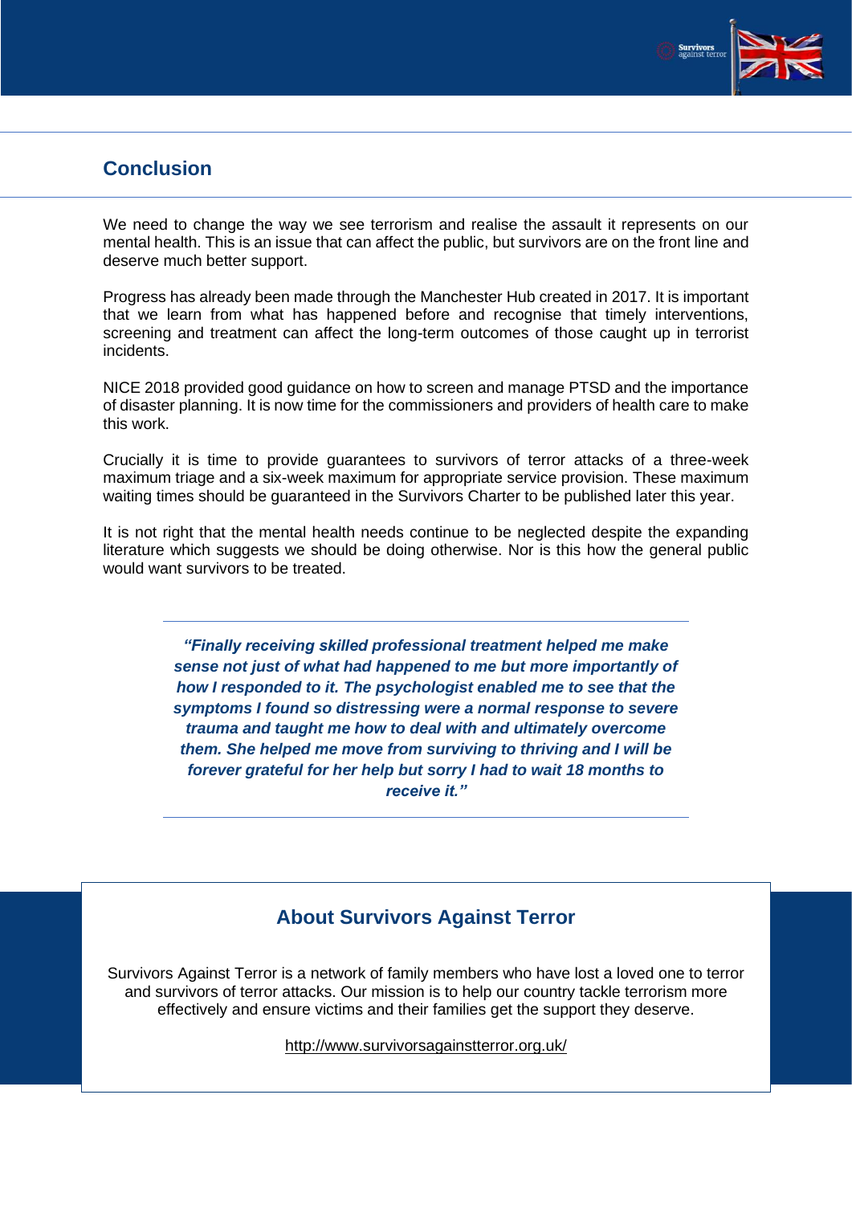## Conclusion

We need to change the way we see terrorism and realise the assault it represents on our mental health. This is an issue that can affect the public, but survivors are on the front line and deserve much better support.

Progress has already been made through the Manchester Hub created in 2017. It is important that we learn from what has happened before and recognise that timely interventions, screening and treatment can affect the long-term outcomes of those caught up in terrorist incidents.

NICE 2018 provided good guidance on how to screen and manage PTSD and the importance of disaster planning. It is now time for the commissioners and providers of health care to make this work.

Crucially it is time to provide guarantees to survivors of terror attacks of a three-week maximum triage and a six-week maximum for appropriate service provision. These maximum waiting times should be guaranteed in the Survivors Charter to be published later this year.

It is not right that the mental health needs continue to be neglected despite the expanding literature which suggests we should be doing otherwise. Nor is this how the general public would want survivors to be treated.

---

***"Finally receiving skilled professional treatment helped me make sense not just of what had happened to me but more importantly of how I responded to it. The psychologist enabled me to see that the symptoms I found so distressing were a normal response to severe trauma and taught me how to deal with and ultimately overcome them. She helped me move from surviving to thriving and I will be forever grateful for her help but sorry I had to wait 18 months to receive it."***

---

## About Survivors Against Terror

Survivors Against Terror is a network of family members who have lost a loved one to terror and survivors of terror attacks. Our mission is to help our country tackle terrorism more effectively and ensure victims and their families get the support they deserve.

http://www.survivorsagainstterror.org.uk/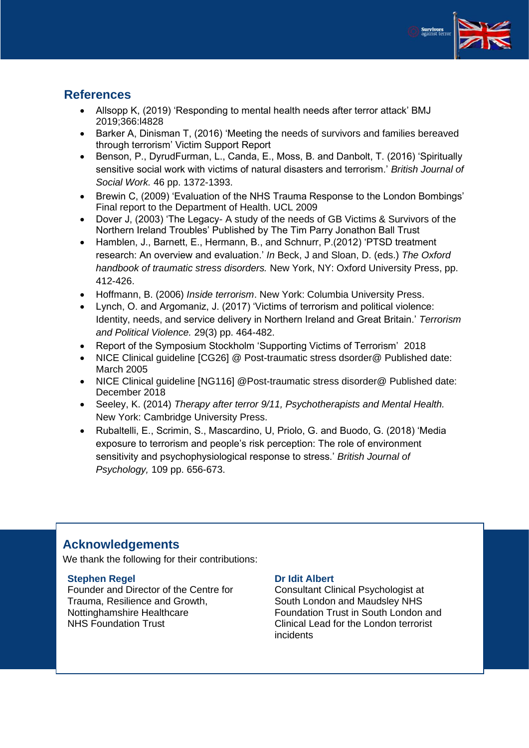## References

- Allsopp K, (2019) 'Responding to mental health needs after terror attack' BMJ 2019;366:l4828
- Barker A, Dinisman T, (2016) 'Meeting the needs of survivors and families bereaved through terrorism' Victim Support Report
- Benson, P., DyrudFurman, L., Canda, E., Moss, B. and Danbolt, T. (2016) 'Spiritually sensitive social work with victims of natural disasters and terrorism.' *British Journal of Social Work.* 46 pp. 1372-1393.
- Brewin C, (2009) 'Evaluation of the NHS Trauma Response to the London Bombings' Final report to the Department of Health. UCL 2009
- Dover J, (2003) 'The Legacy- A study of the needs of GB Victims & Survivors of the Northern Ireland Troubles' Published by The Tim Parry Jonathon Ball Trust
- Hamblen, J., Barnett, E., Hermann, B., and Schnurr, P.(2012) 'PTSD treatment research: An overview and evaluation.' *In* Beck, J and Sloan, D. (eds.) *The Oxford handbook of traumatic stress disorders.* New York, NY: Oxford University Press, pp. 412-426.
- Hoffmann, B. (2006) *Inside terrorism*. New York: Columbia University Press.
- Lynch, O. and Argomaniz, J. (2017) 'Victims of terrorism and political violence: Identity, needs, and service delivery in Northern Ireland and Great Britain.' *Terrorism and Political Violence.* 29(3) pp. 464-482.
- Report of the Symposium Stockholm 'Supporting Victims of Terrorism' 2018
- NICE Clinical guideline [CG26] @ Post-traumatic stress dsorder@ Published date: March 2005
- NICE Clinical guideline [NG116] @Post-traumatic stress disorder@ Published date: December 2018
- Seeley, K. (2014) *Therapy after terror 9/11, Psychotherapists and Mental Health.* New York: Cambridge University Press.
- Rubaltelli, E., Scrimin, S., Mascardino, U, Priolo, G. and Buodo, G. (2018) 'Media exposure to terrorism and people's risk perception: The role of environment sensitivity and psychophysiological response to stress.' *British Journal of Psychology,* 109 pp. 656-673.

## Acknowledgements

We thank the following for their contributions:

**Stephen Regel**
Founder and Director of the Centre for Trauma, Resilience and Growth, Nottinghamshire Healthcare NHS Foundation Trust

**Dr Idit Albert**
Consultant Clinical Psychologist at South London and Maudsley NHS Foundation Trust in South London and Clinical Lead for the London terrorist incidents